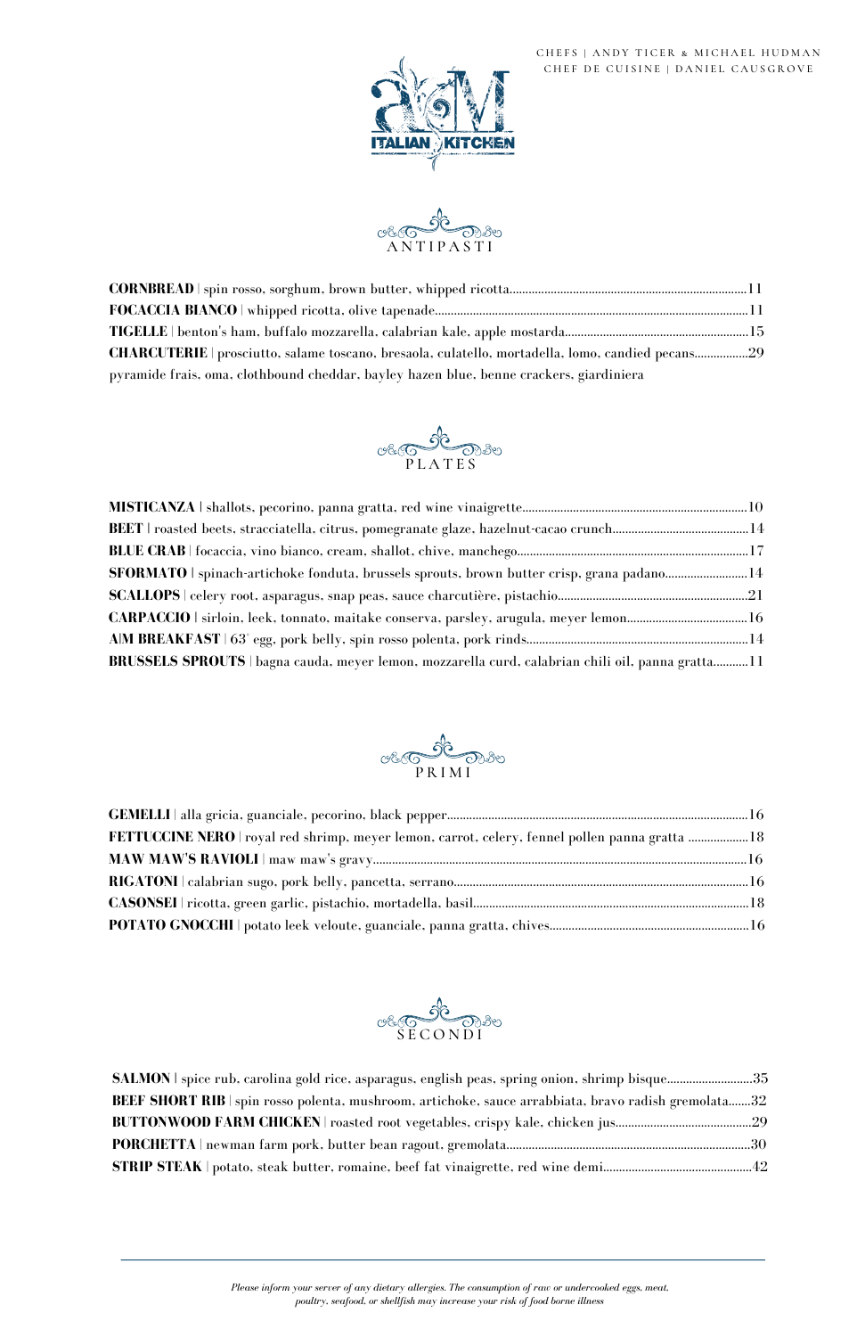CHEFS | ANDY TICER & MICHAEL HUDMAN
CHEF DE CUISINE | DANIEL CAUSGROVE

A|M ITALIAN KITCHEN

## ANTIPASTI

**CORNBREAD** | spin rosso, sorghum, brown butter, whipped ricotta........11

**FOCACCIA BIANCO** | whipped ricotta, olive tapenade........11

**TIGELLE** | benton's ham, buffalo mozzarella, calabrian kale, apple mostarda........15

**CHARCUTERIE** | prosciutto, salame toscano, bresaola, culatello, mortadella, lomo, candied pecans........29
pyramide frais, oma, clothbound cheddar, bayley hazen blue, benne crackers, giardiniera

## PLATES

**MISTICANZA** | shallots, pecorino, panna gratta, red wine vinaigrette........10

**BEET** | roasted beets, stracciatella, citrus, pomegranate glaze, hazelnut-cacao crunch........14

**BLUE CRAB** | focaccia, vino bianco, cream, shallot, chive, manchego........17

**SFORMATO** | spinach-artichoke fonduta, brussels sprouts, brown butter crisp, grana padano........14

**SCALLOPS** | celery root, asparagus, snap peas, sauce charcutière, pistachio........21

**CARPACCIO** | sirloin, leek, tonnato, maitake conserva, parsley, arugula, meyer lemon........16

**A|M BREAKFAST** | 63° egg, pork belly, spin rosso polenta, pork rinds........14

**BRUSSELS SPROUTS** | bagna cauda, meyer lemon, mozzarella curd, calabrian chili oil, panna gratta........11

## PRIMI

**GEMELLI** | alla gricia, guanciale, pecorino, black pepper........16

**FETTUCCINE NERO** | royal red shrimp, meyer lemon, carrot, celery, fennel pollen panna gratta........18

**MAW MAW'S RAVIOLI** | maw maw's gravy........16

**RIGATONI** | calabrian sugo, pork belly, pancetta, serrano........16

**CASONSEI** | ricotta, green garlic, pistachio, mortadella, basil........18

**POTATO GNOCCHI** | potato leek veloute, guanciale, panna gratta, chives........16

## SECONDI

**SALMON** | spice rub, carolina gold rice, asparagus, english peas, spring onion, shrimp bisque........35

**BEEF SHORT RIB** | spin rosso polenta, mushroom, artichoke, sauce arrabbiata, bravo radish gremolata........32

**BUTTONWOOD FARM CHICKEN** | roasted root vegetables, crispy kale, chicken jus........29

**PORCHETTA** | newman farm pork, butter bean ragout, gremolata........30

**STRIP STEAK** | potato, steak butter, romaine, beef fat vinaigrette, red wine demi........42

---

*Please inform your server of any dietary allergies. The consumption of raw or undercooked eggs, meat, poultry, seafood, or shellfish may increase your risk of food borne illness*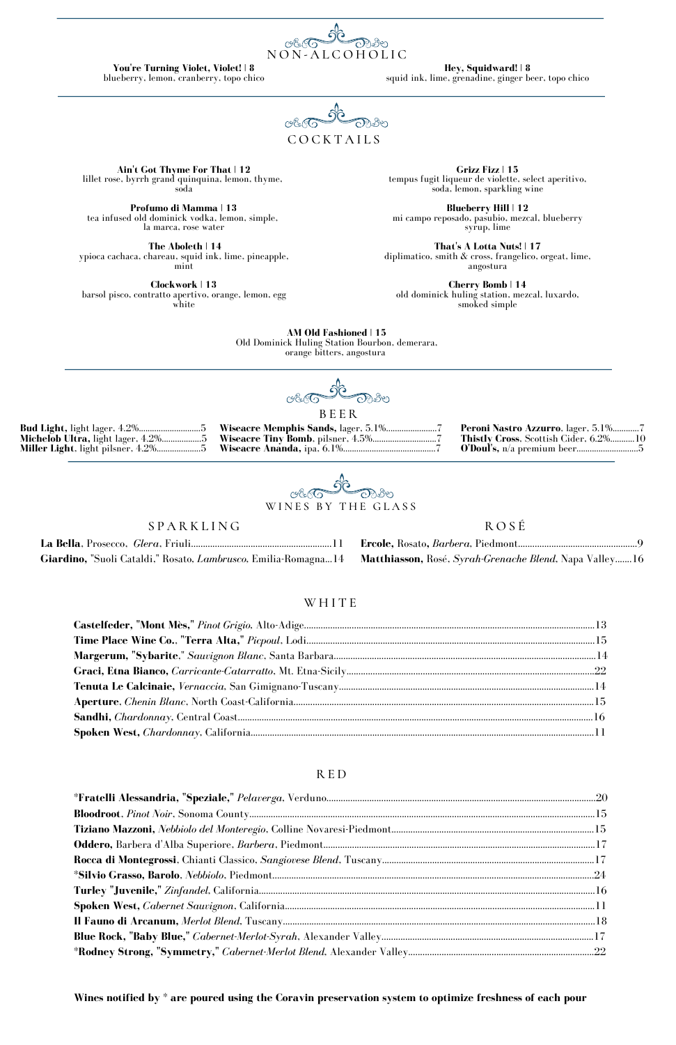# NON-ALCOHOLIC

**You're Turning Violet, Violet! | 8**
blueberry, lemon, cranberry, topo chico

**Hey, Squidward! | 8**
squid ink, lime, grenadine, ginger beer, topo chico

# COCKTAILS

**Ain't Got Thyme For That | 12**
lillet rose, byrrh grand quinquina, lemon, thyme, soda

**Profumo di Mamma | 13**
tea infused old dominick vodka, lemon, simple, la marca, rose water

**The Aboleth | 14**
ypioca cachaca, chareau, squid ink, lime, pineapple, mint

**Clockwork | 13**
barsol pisco, contratto apertivo, orange, lemon, egg white

**Grizz Fizz | 15**
tempus fugit liqueur de violette, select aperitivo, soda, lemon, sparkling wine

**Blueberry Hill | 12**
mi campo reposado, pasubio, mezcal, blueberry syrup, lime

**That's A Lotta Nuts! | 17**
diplimatico, smith & cross, frangelico, orgeat, lime, angostura

**Cherry Bomb | 14**
old dominick huling station, mezcal, luxardo, smoked simple

**AM Old Fashioned | 15**
Old Dominick Huling Station Bourbon, demerara, orange bitters, angostura

# BEER

**Bud Light**, light lager, 4.2%....5
**Michelob Ultra**, light lager, 4.2%....5
**Miller Light**, light pilsner, 4.2%....5
**Wiseacre Memphis Sands**, lager, 5.1%....7
**Wiseacre Tiny Bomb**, pilsner, 4.5%....7
**Wiseacre Ananda**, ipa, 6.1%....7
**Peroni Nastro Azzurro**, lager, 5.1%....7
**Thistly Cross**, Scottish Cider, 6.2%....10
**O'Doul's**, n/a premium beer....5

# WINES BY THE GLASS

## SPARKLING

**La Bella**, Prosecco, *Glera*, Friuli....11
**Giardino**, "Suoli Cataldi," Rosato, *Lambrusco*, Emilia-Romagna....14

## ROSÉ

**Ercole**, Rosato, *Barbera*, Piedmont....9
**Matthiasson**, Rosé, *Syrah-Grenache Blend*, Napa Valley....16

## WHITE

**Castelfeder, "Mont Mès,"** *Pinot Grigio*, Alto-Adige....13
**Time Place Wine Co., "Terra Alta,"** *Picpoul*, Lodi....15
**Margerum, "Sybarite,"** *Sauvignon Blanc*, Santa Barbara....14
**Graci, Etna Bianco,** *Carricante-Catarratto*, Mt. Etna-Sicily....22
**Tenuta Le Calcinaie,** *Vernaccia*, San Gimignano-Tuscany....14
**Aperture**, *Chenin Blanc*, North Coast-California....15
**Sandhi**, *Chardonnay*, Central Coast....16
**Spoken West**, *Chardonnay*, California....11

## RED

*__Fratelli Alessandria, "Speziale,"__ *Pelaverga*, Verduno....20
**Bloodroot**, *Pinot Noir*, Sonoma County....15
**Tiziano Mazzoni**, *Nebbiolo del Monteregio*, Colline Novaresi-Piedmont....15
**Oddero**, Barbera d'Alba Superiore, *Barbera*, Piedmont....17
**Rocca di Montegrossi**, Chianti Classico, *Sangiovese Blend*, Tuscany....17
*__Silvio Grasso, Barolo__, *Nebbiolo*, Piedmont....24
**Turley "Juvenile,"** *Zinfandel*, California....16
**Spoken West**, *Cabernet Sauvignon*, California....11
**Il Fauno di Arcanum**, *Merlot Blend*, Tuscany....18
**Blue Rock, "Baby Blue,"** *Cabernet-Merlot-Syrah*, Alexander Valley....17
*__Rodney Strong, "Symmetry,"__ *Cabernet-Merlot Blend*, Alexander Valley....22

**Wines notified by * are poured using the Coravin preservation system to optimize freshness of each pour**